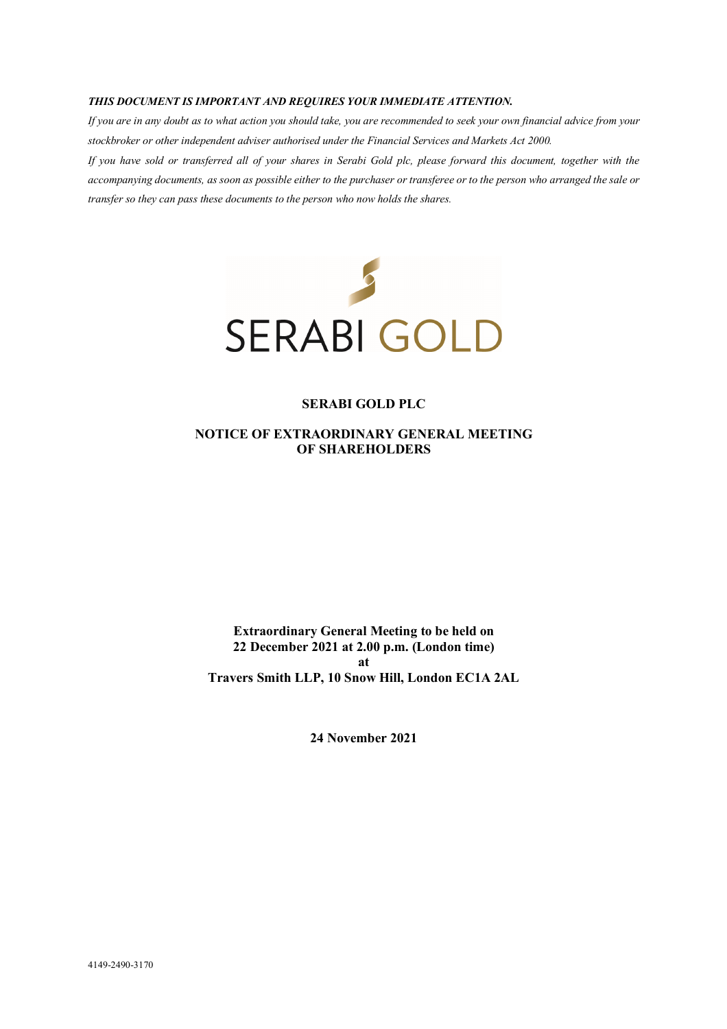***THIS DOCUMENT IS IMPORTANT AND REQUIRES YOUR IMMEDIATE ATTENTION.***

*If you are in any doubt as to what action you should take, you are recommended to seek your own financial advice from your stockbroker or other independent adviser authorised under the Financial Services and Markets Act 2000.*

*If you have sold or transferred all of your shares in Serabi Gold plc, please forward this document, together with the accompanying documents, as soon as possible either to the purchaser or transferee or to the person who arranged the sale or transfer so they can pass these documents to the person who now holds the shares.*

SERABI GOLD

# SERABI GOLD PLC

## NOTICE OF EXTRAORDINARY GENERAL MEETING OF SHAREHOLDERS

**Extraordinary General Meeting to be held on**
**22 December 2021 at 2.00 p.m. (London time)**
**at**
**Travers Smith LLP, 10 Snow Hill, London EC1A 2AL**

**24 November 2021**

4149-2490-3170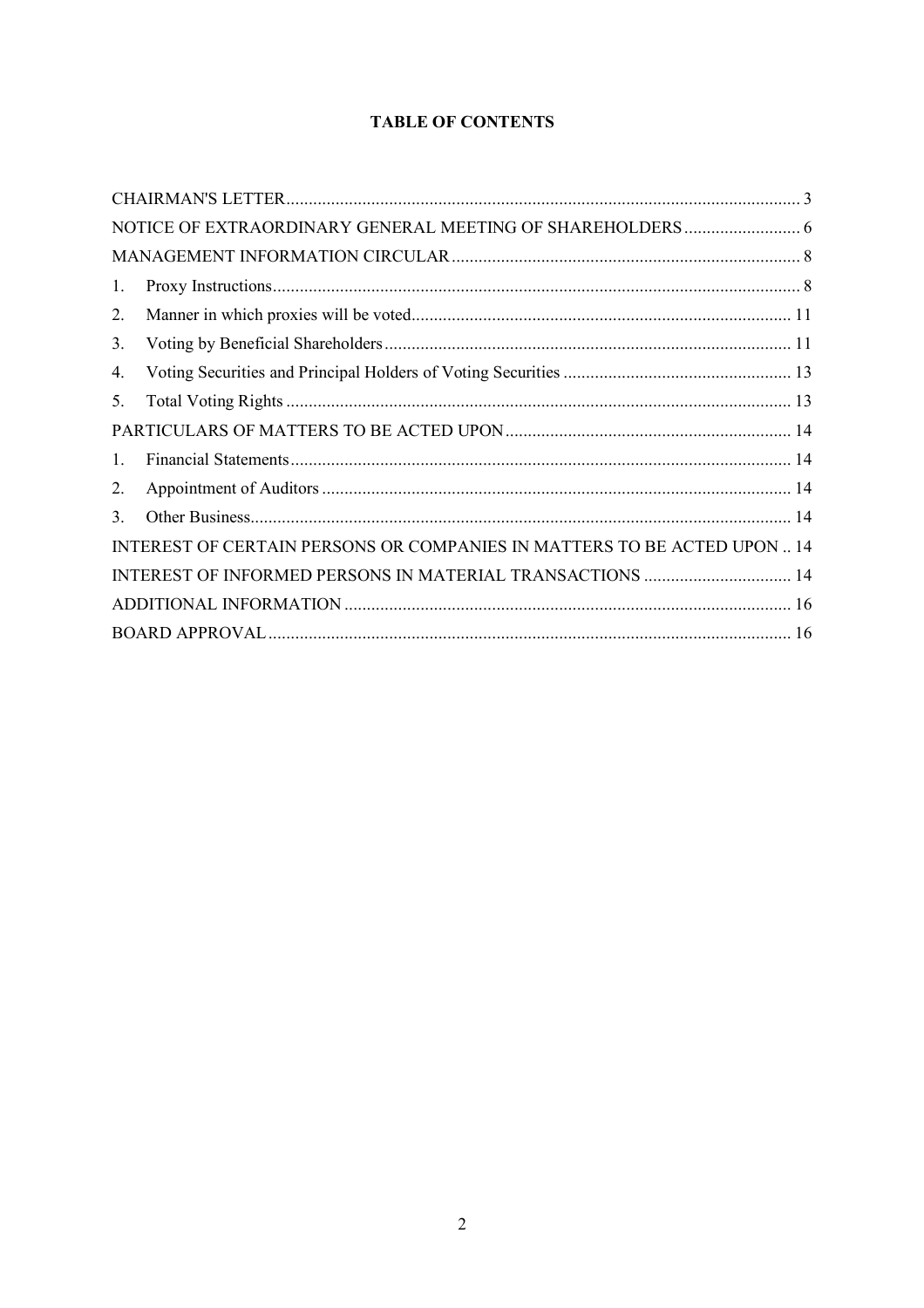# TABLE OF CONTENTS

| | |
|---|---|
| CHAIRMAN'S LETTER | 3 |
| NOTICE OF EXTRAORDINARY GENERAL MEETING OF SHAREHOLDERS | 6 |
| MANAGEMENT INFORMATION CIRCULAR | 8 |
| 1. Proxy Instructions | 8 |
| 2. Manner in which proxies will be voted | 11 |
| 3. Voting by Beneficial Shareholders | 11 |
| 4. Voting Securities and Principal Holders of Voting Securities | 13 |
| 5. Total Voting Rights | 13 |
| PARTICULARS OF MATTERS TO BE ACTED UPON | 14 |
| 1. Financial Statements | 14 |
| 2. Appointment of Auditors | 14 |
| 3. Other Business | 14 |
| INTEREST OF CERTAIN PERSONS OR COMPANIES IN MATTERS TO BE ACTED UPON | 14 |
| INTEREST OF INFORMED PERSONS IN MATERIAL TRANSACTIONS | 14 |
| ADDITIONAL INFORMATION | 16 |
| BOARD APPROVAL | 16 |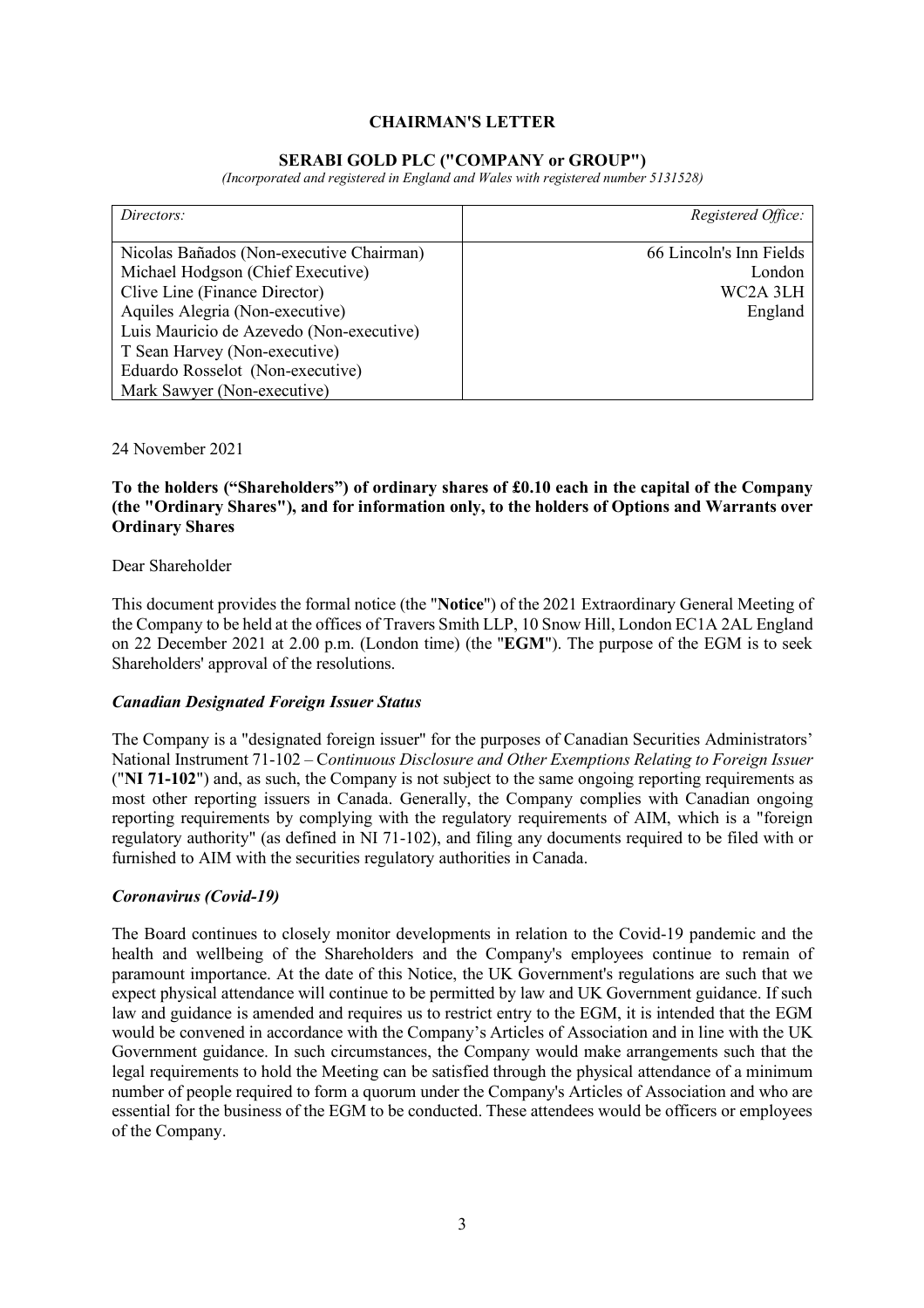# CHAIRMAN'S LETTER

## SERABI GOLD PLC ("COMPANY or GROUP")

*(Incorporated and registered in England and Wales with registered number 5131528)*

| *Directors:* | *Registered Office:* |
|---|---|
| Nicolas Bañados (Non-executive Chairman)<br>Michael Hodgson (Chief Executive)<br>Clive Line (Finance Director)<br>Aquiles Alegria (Non-executive)<br>Luis Mauricio de Azevedo (Non-executive)<br>T Sean Harvey (Non-executive)<br>Eduardo Rosselot (Non-executive)<br>Mark Sawyer (Non-executive) | 66 Lincoln's Inn Fields<br>London<br>WC2A 3LH<br>England |

24 November 2021

**To the holders ("Shareholders") of ordinary shares of £0.10 each in the capital of the Company (the "Ordinary Shares"), and for information only, to the holders of Options and Warrants over Ordinary Shares**

Dear Shareholder

This document provides the formal notice (the "**Notice**") of the 2021 Extraordinary General Meeting of the Company to be held at the offices of Travers Smith LLP, 10 Snow Hill, London EC1A 2AL England on 22 December 2021 at 2.00 p.m. (London time) (the "**EGM**"). The purpose of the EGM is to seek Shareholders' approval of the resolutions.

### *Canadian Designated Foreign Issuer Status*

The Company is a "designated foreign issuer" for the purposes of Canadian Securities Administrators' National Instrument 71-102 – *Continuous Disclosure and Other Exemptions Relating to Foreign Issuer* ("**NI 71-102**") and, as such, the Company is not subject to the same ongoing reporting requirements as most other reporting issuers in Canada. Generally, the Company complies with Canadian ongoing reporting requirements by complying with the regulatory requirements of AIM, which is a "foreign regulatory authority" (as defined in NI 71-102), and filing any documents required to be filed with or furnished to AIM with the securities regulatory authorities in Canada.

### *Coronavirus (Covid-19)*

The Board continues to closely monitor developments in relation to the Covid-19 pandemic and the health and wellbeing of the Shareholders and the Company's employees continue to remain of paramount importance. At the date of this Notice, the UK Government's regulations are such that we expect physical attendance will continue to be permitted by law and UK Government guidance. If such law and guidance is amended and requires us to restrict entry to the EGM, it is intended that the EGM would be convened in accordance with the Company's Articles of Association and in line with the UK Government guidance. In such circumstances, the Company would make arrangements such that the legal requirements to hold the Meeting can be satisfied through the physical attendance of a minimum number of people required to form a quorum under the Company's Articles of Association and who are essential for the business of the EGM to be conducted. These attendees would be officers or employees of the Company.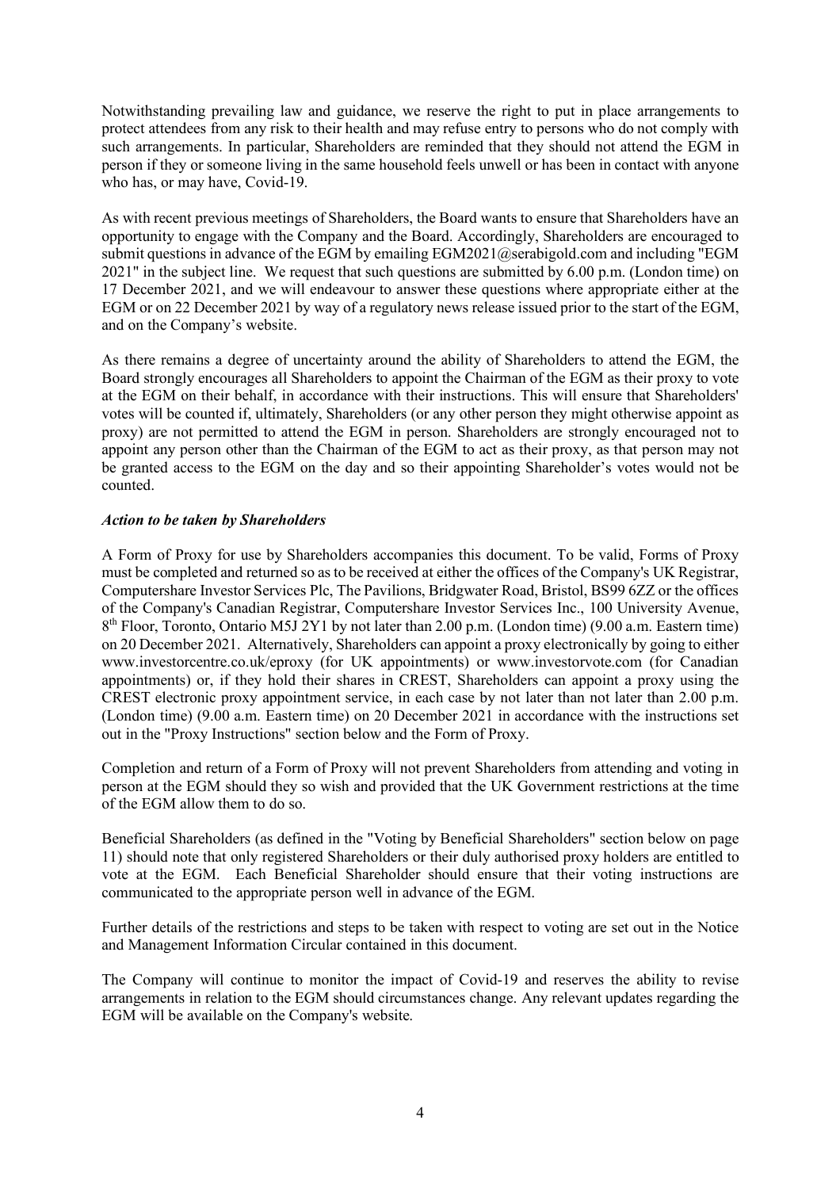Notwithstanding prevailing law and guidance, we reserve the right to put in place arrangements to protect attendees from any risk to their health and may refuse entry to persons who do not comply with such arrangements. In particular, Shareholders are reminded that they should not attend the EGM in person if they or someone living in the same household feels unwell or has been in contact with anyone who has, or may have, Covid-19.

As with recent previous meetings of Shareholders, the Board wants to ensure that Shareholders have an opportunity to engage with the Company and the Board. Accordingly, Shareholders are encouraged to submit questions in advance of the EGM by emailing EGM2021@serabigold.com and including "EGM 2021" in the subject line. We request that such questions are submitted by 6.00 p.m. (London time) on 17 December 2021, and we will endeavour to answer these questions where appropriate either at the EGM or on 22 December 2021 by way of a regulatory news release issued prior to the start of the EGM, and on the Company's website.

As there remains a degree of uncertainty around the ability of Shareholders to attend the EGM, the Board strongly encourages all Shareholders to appoint the Chairman of the EGM as their proxy to vote at the EGM on their behalf, in accordance with their instructions. This will ensure that Shareholders' votes will be counted if, ultimately, Shareholders (or any other person they might otherwise appoint as proxy) are not permitted to attend the EGM in person. Shareholders are strongly encouraged not to appoint any person other than the Chairman of the EGM to act as their proxy, as that person may not be granted access to the EGM on the day and so their appointing Shareholder's votes would not be counted.

***Action to be taken by Shareholders***

A Form of Proxy for use by Shareholders accompanies this document. To be valid, Forms of Proxy must be completed and returned so as to be received at either the offices of the Company's UK Registrar, Computershare Investor Services Plc, The Pavilions, Bridgwater Road, Bristol, BS99 6ZZ or the offices of the Company's Canadian Registrar, Computershare Investor Services Inc., 100 University Avenue, 8th Floor, Toronto, Ontario M5J 2Y1 by not later than 2.00 p.m. (London time) (9.00 a.m. Eastern time) on 20 December 2021. Alternatively, Shareholders can appoint a proxy electronically by going to either www.investorcentre.co.uk/eproxy (for UK appointments) or www.investorvote.com (for Canadian appointments) or, if they hold their shares in CREST, Shareholders can appoint a proxy using the CREST electronic proxy appointment service, in each case by not later than not later than 2.00 p.m. (London time) (9.00 a.m. Eastern time) on 20 December 2021 in accordance with the instructions set out in the "Proxy Instructions" section below and the Form of Proxy.

Completion and return of a Form of Proxy will not prevent Shareholders from attending and voting in person at the EGM should they so wish and provided that the UK Government restrictions at the time of the EGM allow them to do so.

Beneficial Shareholders (as defined in the "Voting by Beneficial Shareholders" section below on page 11) should note that only registered Shareholders or their duly authorised proxy holders are entitled to vote at the EGM. Each Beneficial Shareholder should ensure that their voting instructions are communicated to the appropriate person well in advance of the EGM.

Further details of the restrictions and steps to be taken with respect to voting are set out in the Notice and Management Information Circular contained in this document.

The Company will continue to monitor the impact of Covid-19 and reserves the ability to revise arrangements in relation to the EGM should circumstances change. Any relevant updates regarding the EGM will be available on the Company's website.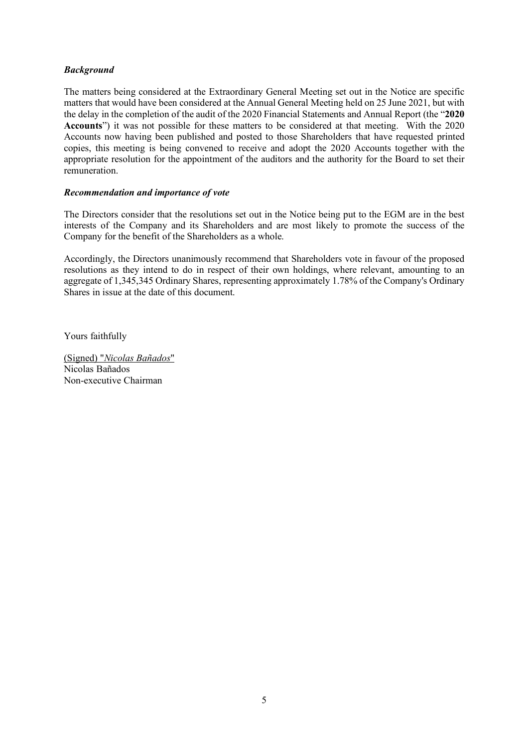### *Background*

The matters being considered at the Extraordinary General Meeting set out in the Notice are specific matters that would have been considered at the Annual General Meeting held on 25 June 2021, but with the delay in the completion of the audit of the 2020 Financial Statements and Annual Report (the "**2020 Accounts**") it was not possible for these matters to be considered at that meeting. With the 2020 Accounts now having been published and posted to those Shareholders that have requested printed copies, this meeting is being convened to receive and adopt the 2020 Accounts together with the appropriate resolution for the appointment of the auditors and the authority for the Board to set their remuneration.

### *Recommendation and importance of vote*

The Directors consider that the resolutions set out in the Notice being put to the EGM are in the best interests of the Company and its Shareholders and are most likely to promote the success of the Company for the benefit of the Shareholders as a whole.

Accordingly, the Directors unanimously recommend that Shareholders vote in favour of the proposed resolutions as they intend to do in respect of their own holdings, where relevant, amounting to an aggregate of 1,345,345 Ordinary Shares, representing approximately 1.78% of the Company's Ordinary Shares in issue at the date of this document.

Yours faithfully

(Signed) "*Nicolas Bañados*"
Nicolas Bañados
Non-executive Chairman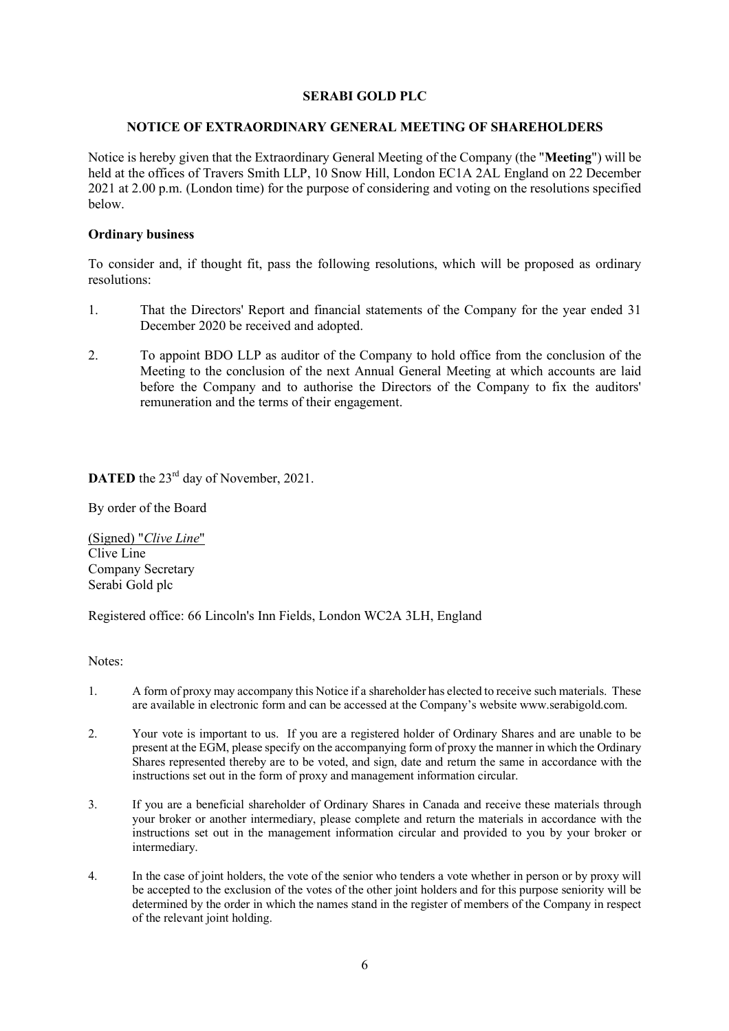**SERABI GOLD PLC**

**NOTICE OF EXTRAORDINARY GENERAL MEETING OF SHAREHOLDERS**

Notice is hereby given that the Extraordinary General Meeting of the Company (the "**Meeting**") will be held at the offices of Travers Smith LLP, 10 Snow Hill, London EC1A 2AL England on 22 December 2021 at 2.00 p.m. (London time) for the purpose of considering and voting on the resolutions specified below.

**Ordinary business**

To consider and, if thought fit, pass the following resolutions, which will be proposed as ordinary resolutions:

1. That the Directors' Report and financial statements of the Company for the year ended 31 December 2020 be received and adopted.

2. To appoint BDO LLP as auditor of the Company to hold office from the conclusion of the Meeting to the conclusion of the next Annual General Meeting at which accounts are laid before the Company and to authorise the Directors of the Company to fix the auditors' remuneration and the terms of their engagement.

**DATED** the 23rd day of November, 2021.

By order of the Board

(Signed) "*Clive Line*"
Clive Line
Company Secretary
Serabi Gold plc

Registered office: 66 Lincoln's Inn Fields, London WC2A 3LH, England

Notes:

1. A form of proxy may accompany this Notice if a shareholder has elected to receive such materials. These are available in electronic form and can be accessed at the Company's website www.serabigold.com.

2. Your vote is important to us. If you are a registered holder of Ordinary Shares and are unable to be present at the EGM, please specify on the accompanying form of proxy the manner in which the Ordinary Shares represented thereby are to be voted, and sign, date and return the same in accordance with the instructions set out in the form of proxy and management information circular.

3. If you are a beneficial shareholder of Ordinary Shares in Canada and receive these materials through your broker or another intermediary, please complete and return the materials in accordance with the instructions set out in the management information circular and provided to you by your broker or intermediary.

4. In the case of joint holders, the vote of the senior who tenders a vote whether in person or by proxy will be accepted to the exclusion of the votes of the other joint holders and for this purpose seniority will be determined by the order in which the names stand in the register of members of the Company in respect of the relevant joint holding.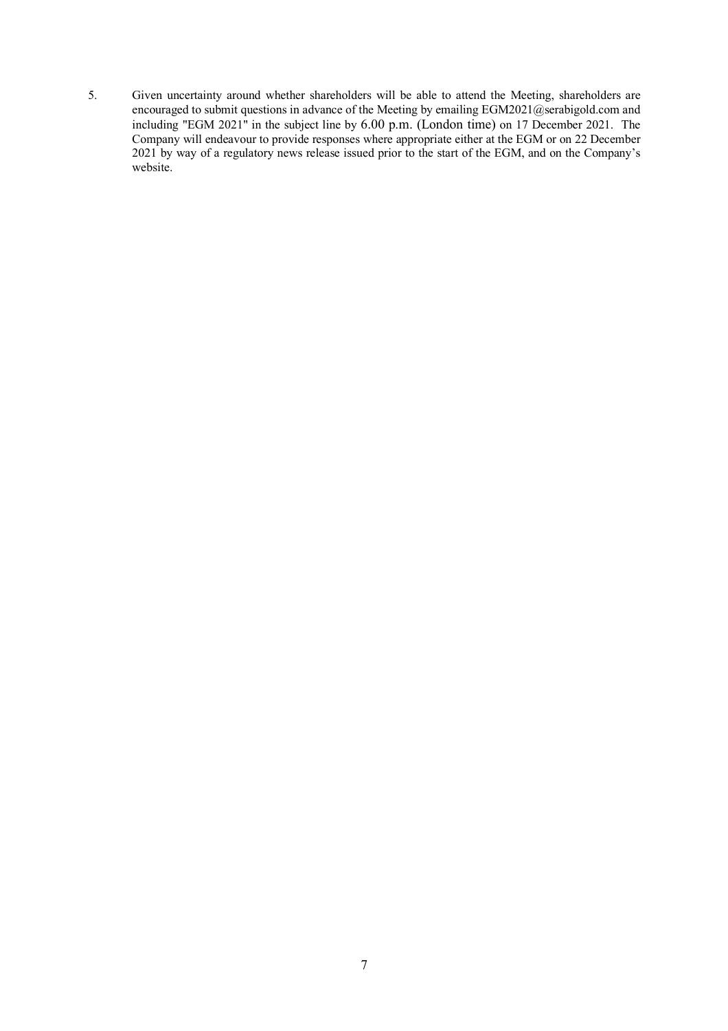5. Given uncertainty around whether shareholders will be able to attend the Meeting, shareholders are encouraged to submit questions in advance of the Meeting by emailing EGM2021@serabigold.com and including "EGM 2021" in the subject line by 6.00 p.m. (London time) on 17 December 2021. The Company will endeavour to provide responses where appropriate either at the EGM or on 22 December 2021 by way of a regulatory news release issued prior to the start of the EGM, and on the Company's website.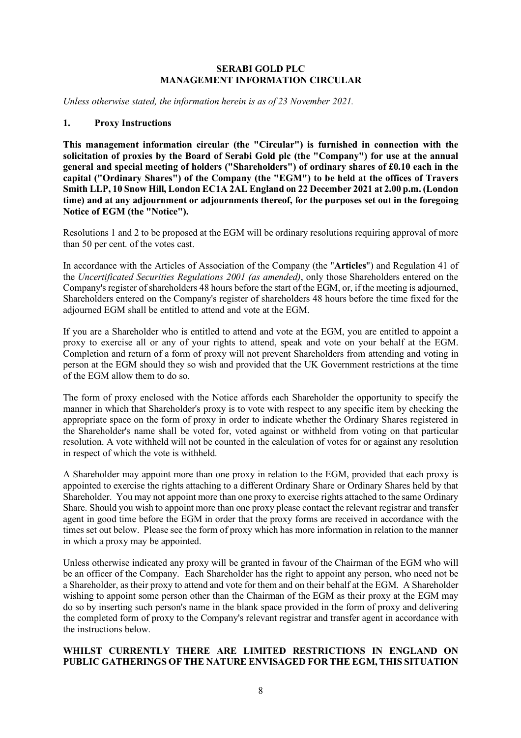**SERABI GOLD PLC**
**MANAGEMENT INFORMATION CIRCULAR**

*Unless otherwise stated, the information herein is as of 23 November 2021.*

## 1. Proxy Instructions

**This management information circular (the "Circular") is furnished in connection with the solicitation of proxies by the Board of Serabi Gold plc (the "Company") for use at the annual general and special meeting of holders ("Shareholders") of ordinary shares of £0.10 each in the capital ("Ordinary Shares") of the Company (the "EGM") to be held at the offices of Travers Smith LLP, 10 Snow Hill, London EC1A 2AL England on 22 December 2021 at 2.00 p.m. (London time) and at any adjournment or adjournments thereof, for the purposes set out in the foregoing Notice of EGM (the "Notice").**

Resolutions 1 and 2 to be proposed at the EGM will be ordinary resolutions requiring approval of more than 50 per cent. of the votes cast.

In accordance with the Articles of Association of the Company (the "**Articles**") and Regulation 41 of the *Uncertificated Securities Regulations 2001 (as amended)*, only those Shareholders entered on the Company's register of shareholders 48 hours before the start of the EGM, or, if the meeting is adjourned, Shareholders entered on the Company's register of shareholders 48 hours before the time fixed for the adjourned EGM shall be entitled to attend and vote at the EGM.

If you are a Shareholder who is entitled to attend and vote at the EGM, you are entitled to appoint a proxy to exercise all or any of your rights to attend, speak and vote on your behalf at the EGM. Completion and return of a form of proxy will not prevent Shareholders from attending and voting in person at the EGM should they so wish and provided that the UK Government restrictions at the time of the EGM allow them to do so.

The form of proxy enclosed with the Notice affords each Shareholder the opportunity to specify the manner in which that Shareholder's proxy is to vote with respect to any specific item by checking the appropriate space on the form of proxy in order to indicate whether the Ordinary Shares registered in the Shareholder's name shall be voted for, voted against or withheld from voting on that particular resolution. A vote withheld will not be counted in the calculation of votes for or against any resolution in respect of which the vote is withheld.

A Shareholder may appoint more than one proxy in relation to the EGM, provided that each proxy is appointed to exercise the rights attaching to a different Ordinary Share or Ordinary Shares held by that Shareholder. You may not appoint more than one proxy to exercise rights attached to the same Ordinary Share. Should you wish to appoint more than one proxy please contact the relevant registrar and transfer agent in good time before the EGM in order that the proxy forms are received in accordance with the times set out below. Please see the form of proxy which has more information in relation to the manner in which a proxy may be appointed.

Unless otherwise indicated any proxy will be granted in favour of the Chairman of the EGM who will be an officer of the Company. Each Shareholder has the right to appoint any person, who need not be a Shareholder, as their proxy to attend and vote for them and on their behalf at the EGM. A Shareholder wishing to appoint some person other than the Chairman of the EGM as their proxy at the EGM may do so by inserting such person's name in the blank space provided in the form of proxy and delivering the completed form of proxy to the Company's relevant registrar and transfer agent in accordance with the instructions below.

**WHILST CURRENTLY THERE ARE LIMITED RESTRICTIONS IN ENGLAND ON PUBLIC GATHERINGS OF THE NATURE ENVISAGED FOR THE EGM, THIS SITUATION**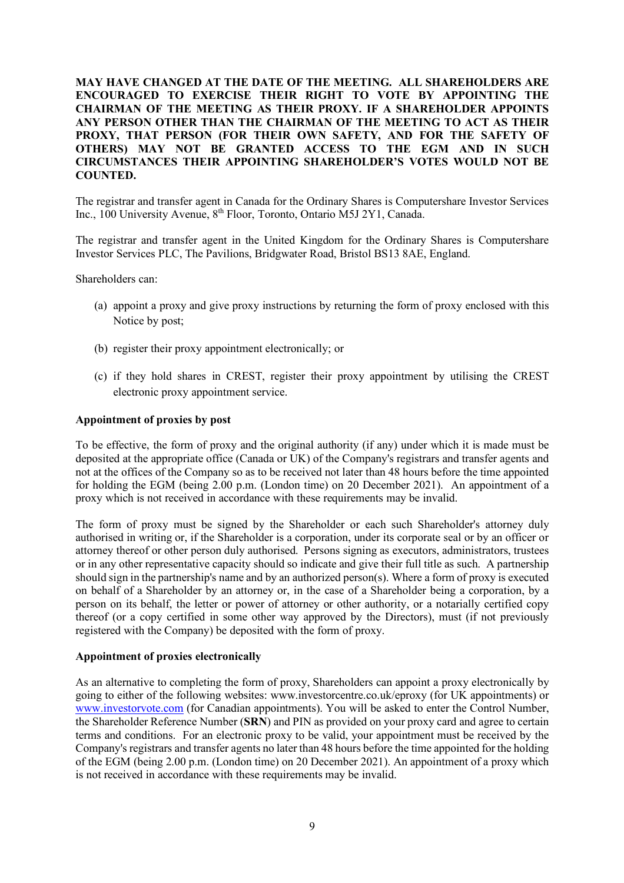**MAY HAVE CHANGED AT THE DATE OF THE MEETING. ALL SHAREHOLDERS ARE ENCOURAGED TO EXERCISE THEIR RIGHT TO VOTE BY APPOINTING THE CHAIRMAN OF THE MEETING AS THEIR PROXY. IF A SHAREHOLDER APPOINTS ANY PERSON OTHER THAN THE CHAIRMAN OF THE MEETING TO ACT AS THEIR PROXY, THAT PERSON (FOR THEIR OWN SAFETY, AND FOR THE SAFETY OF OTHERS) MAY NOT BE GRANTED ACCESS TO THE EGM AND IN SUCH CIRCUMSTANCES THEIR APPOINTING SHAREHOLDER'S VOTES WOULD NOT BE COUNTED.**

The registrar and transfer agent in Canada for the Ordinary Shares is Computershare Investor Services Inc., 100 University Avenue, 8th Floor, Toronto, Ontario M5J 2Y1, Canada.

The registrar and transfer agent in the United Kingdom for the Ordinary Shares is Computershare Investor Services PLC, The Pavilions, Bridgwater Road, Bristol BS13 8AE, England.

Shareholders can:

(a) appoint a proxy and give proxy instructions by returning the form of proxy enclosed with this Notice by post;

(b) register their proxy appointment electronically; or

(c) if they hold shares in CREST, register their proxy appointment by utilising the CREST electronic proxy appointment service.

**Appointment of proxies by post**

To be effective, the form of proxy and the original authority (if any) under which it is made must be deposited at the appropriate office (Canada or UK) of the Company's registrars and transfer agents and not at the offices of the Company so as to be received not later than 48 hours before the time appointed for holding the EGM (being 2.00 p.m. (London time) on 20 December 2021). An appointment of a proxy which is not received in accordance with these requirements may be invalid.

The form of proxy must be signed by the Shareholder or each such Shareholder's attorney duly authorised in writing or, if the Shareholder is a corporation, under its corporate seal or by an officer or attorney thereof or other person duly authorised. Persons signing as executors, administrators, trustees or in any other representative capacity should so indicate and give their full title as such. A partnership should sign in the partnership's name and by an authorized person(s). Where a form of proxy is executed on behalf of a Shareholder by an attorney or, in the case of a Shareholder being a corporation, by a person on its behalf, the letter or power of attorney or other authority, or a notarially certified copy thereof (or a copy certified in some other way approved by the Directors), must (if not previously registered with the Company) be deposited with the form of proxy.

**Appointment of proxies electronically**

As an alternative to completing the form of proxy, Shareholders can appoint a proxy electronically by going to either of the following websites: www.investorcentre.co.uk/eproxy (for UK appointments) or www.investorvote.com (for Canadian appointments). You will be asked to enter the Control Number, the Shareholder Reference Number (**SRN**) and PIN as provided on your proxy card and agree to certain terms and conditions. For an electronic proxy to be valid, your appointment must be received by the Company's registrars and transfer agents no later than 48 hours before the time appointed for the holding of the EGM (being 2.00 p.m. (London time) on 20 December 2021). An appointment of a proxy which is not received in accordance with these requirements may be invalid.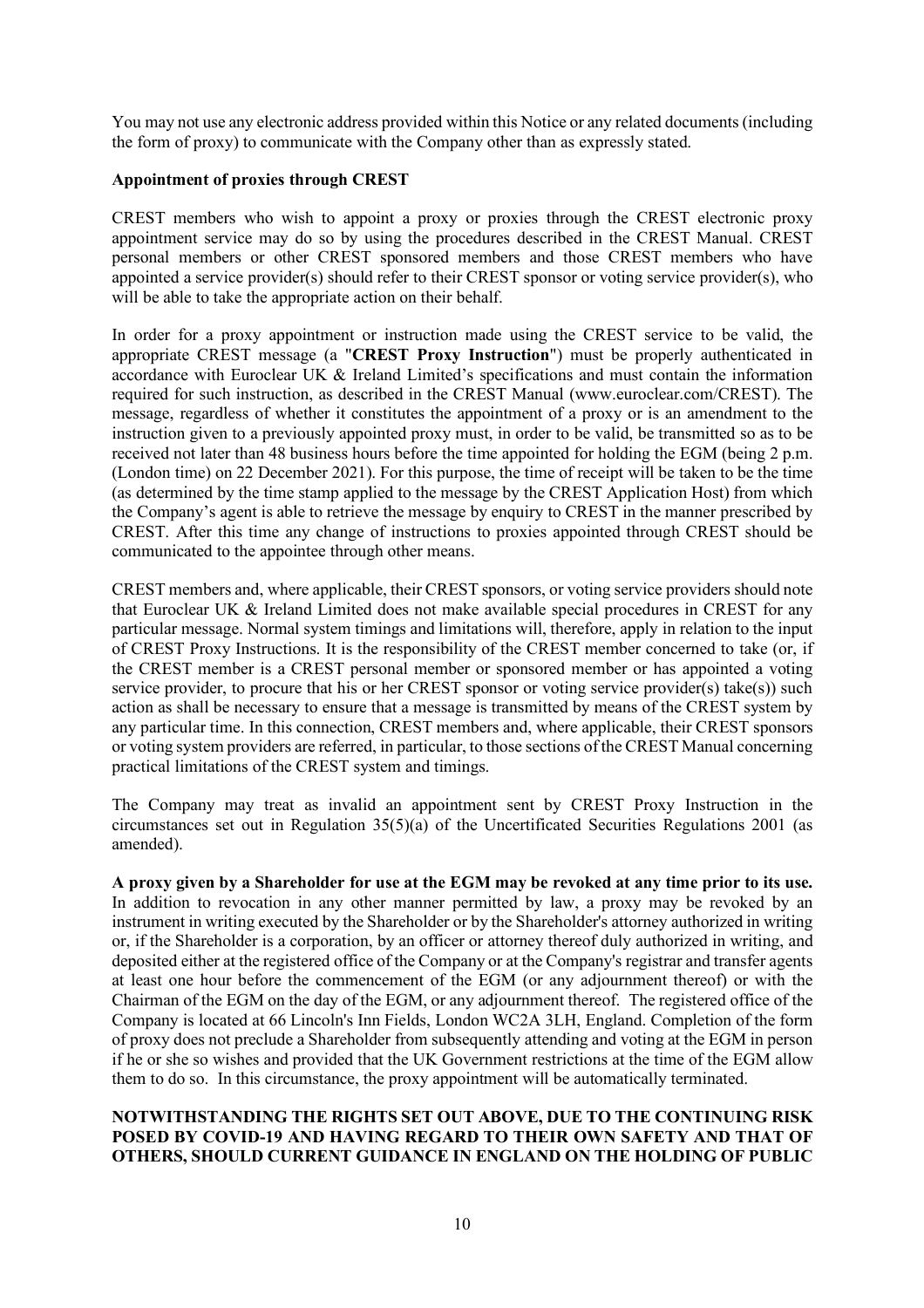You may not use any electronic address provided within this Notice or any related documents (including the form of proxy) to communicate with the Company other than as expressly stated.

**Appointment of proxies through CREST**

CREST members who wish to appoint a proxy or proxies through the CREST electronic proxy appointment service may do so by using the procedures described in the CREST Manual. CREST personal members or other CREST sponsored members and those CREST members who have appointed a service provider(s) should refer to their CREST sponsor or voting service provider(s), who will be able to take the appropriate action on their behalf.

In order for a proxy appointment or instruction made using the CREST service to be valid, the appropriate CREST message (a "**CREST Proxy Instruction**") must be properly authenticated in accordance with Euroclear UK & Ireland Limited's specifications and must contain the information required for such instruction, as described in the CREST Manual (www.euroclear.com/CREST). The message, regardless of whether it constitutes the appointment of a proxy or is an amendment to the instruction given to a previously appointed proxy must, in order to be valid, be transmitted so as to be received not later than 48 business hours before the time appointed for holding the EGM (being 2 p.m. (London time) on 22 December 2021). For this purpose, the time of receipt will be taken to be the time (as determined by the time stamp applied to the message by the CREST Application Host) from which the Company's agent is able to retrieve the message by enquiry to CREST in the manner prescribed by CREST. After this time any change of instructions to proxies appointed through CREST should be communicated to the appointee through other means.

CREST members and, where applicable, their CREST sponsors, or voting service providers should note that Euroclear UK & Ireland Limited does not make available special procedures in CREST for any particular message. Normal system timings and limitations will, therefore, apply in relation to the input of CREST Proxy Instructions. It is the responsibility of the CREST member concerned to take (or, if the CREST member is a CREST personal member or sponsored member or has appointed a voting service provider, to procure that his or her CREST sponsor or voting service provider(s) take(s)) such action as shall be necessary to ensure that a message is transmitted by means of the CREST system by any particular time. In this connection, CREST members and, where applicable, their CREST sponsors or voting system providers are referred, in particular, to those sections of the CREST Manual concerning practical limitations of the CREST system and timings.

The Company may treat as invalid an appointment sent by CREST Proxy Instruction in the circumstances set out in Regulation 35(5)(a) of the Uncertificated Securities Regulations 2001 (as amended).

**A proxy given by a Shareholder for use at the EGM may be revoked at any time prior to its use.** In addition to revocation in any other manner permitted by law, a proxy may be revoked by an instrument in writing executed by the Shareholder or by the Shareholder's attorney authorized in writing or, if the Shareholder is a corporation, by an officer or attorney thereof duly authorized in writing, and deposited either at the registered office of the Company or at the Company's registrar and transfer agents at least one hour before the commencement of the EGM (or any adjournment thereof) or with the Chairman of the EGM on the day of the EGM, or any adjournment thereof. The registered office of the Company is located at 66 Lincoln's Inn Fields, London WC2A 3LH, England. Completion of the form of proxy does not preclude a Shareholder from subsequently attending and voting at the EGM in person if he or she so wishes and provided that the UK Government restrictions at the time of the EGM allow them to do so. In this circumstance, the proxy appointment will be automatically terminated.

**NOTWITHSTANDING THE RIGHTS SET OUT ABOVE, DUE TO THE CONTINUING RISK POSED BY COVID-19 AND HAVING REGARD TO THEIR OWN SAFETY AND THAT OF OTHERS, SHOULD CURRENT GUIDANCE IN ENGLAND ON THE HOLDING OF PUBLIC**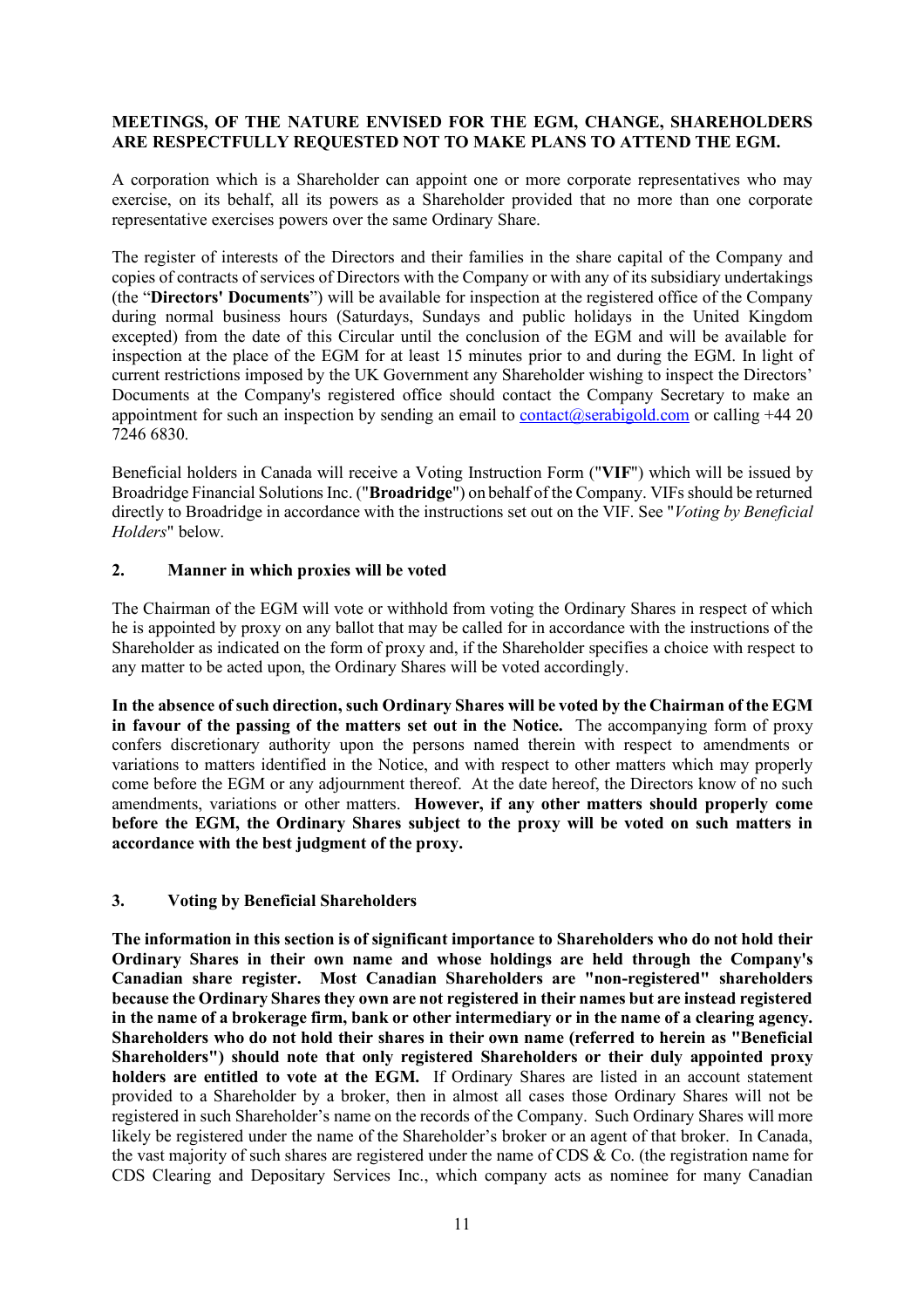**MEETINGS, OF THE NATURE ENVISED FOR THE EGM, CHANGE, SHAREHOLDERS ARE RESPECTFULLY REQUESTED NOT TO MAKE PLANS TO ATTEND THE EGM.**

A corporation which is a Shareholder can appoint one or more corporate representatives who may exercise, on its behalf, all its powers as a Shareholder provided that no more than one corporate representative exercises powers over the same Ordinary Share.

The register of interests of the Directors and their families in the share capital of the Company and copies of contracts of services of Directors with the Company or with any of its subsidiary undertakings (the "**Directors' Documents**") will be available for inspection at the registered office of the Company during normal business hours (Saturdays, Sundays and public holidays in the United Kingdom excepted) from the date of this Circular until the conclusion of the EGM and will be available for inspection at the place of the EGM for at least 15 minutes prior to and during the EGM. In light of current restrictions imposed by the UK Government any Shareholder wishing to inspect the Directors' Documents at the Company's registered office should contact the Company Secretary to make an appointment for such an inspection by sending an email to contact@serabigold.com or calling +44 20 7246 6830.

Beneficial holders in Canada will receive a Voting Instruction Form ("**VIF**") which will be issued by Broadridge Financial Solutions Inc. ("**Broadridge**") on behalf of the Company. VIFs should be returned directly to Broadridge in accordance with the instructions set out on the VIF. See "*Voting by Beneficial Holders*" below.

## 2. Manner in which proxies will be voted

The Chairman of the EGM will vote or withhold from voting the Ordinary Shares in respect of which he is appointed by proxy on any ballot that may be called for in accordance with the instructions of the Shareholder as indicated on the form of proxy and, if the Shareholder specifies a choice with respect to any matter to be acted upon, the Ordinary Shares will be voted accordingly.

**In the absence of such direction, such Ordinary Shares will be voted by the Chairman of the EGM in favour of the passing of the matters set out in the Notice.** The accompanying form of proxy confers discretionary authority upon the persons named therein with respect to amendments or variations to matters identified in the Notice, and with respect to other matters which may properly come before the EGM or any adjournment thereof. At the date hereof, the Directors know of no such amendments, variations or other matters. **However, if any other matters should properly come before the EGM, the Ordinary Shares subject to the proxy will be voted on such matters in accordance with the best judgment of the proxy.**

## 3. Voting by Beneficial Shareholders

**The information in this section is of significant importance to Shareholders who do not hold their Ordinary Shares in their own name and whose holdings are held through the Company's Canadian share register. Most Canadian Shareholders are "non-registered" shareholders because the Ordinary Shares they own are not registered in their names but are instead registered in the name of a brokerage firm, bank or other intermediary or in the name of a clearing agency. Shareholders who do not hold their shares in their own name (referred to herein as "Beneficial Shareholders") should note that only registered Shareholders or their duly appointed proxy holders are entitled to vote at the EGM.** If Ordinary Shares are listed in an account statement provided to a Shareholder by a broker, then in almost all cases those Ordinary Shares will not be registered in such Shareholder's name on the records of the Company. Such Ordinary Shares will more likely be registered under the name of the Shareholder's broker or an agent of that broker. In Canada, the vast majority of such shares are registered under the name of CDS & Co. (the registration name for CDS Clearing and Depositary Services Inc., which company acts as nominee for many Canadian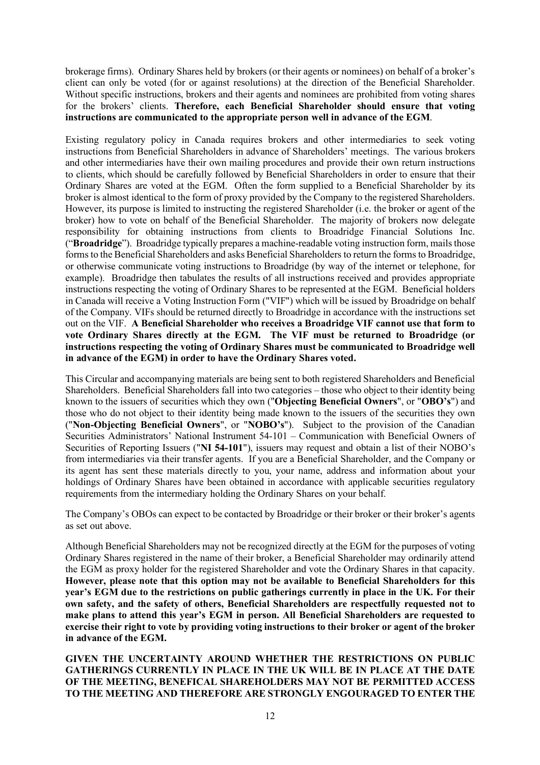brokerage firms). Ordinary Shares held by brokers (or their agents or nominees) on behalf of a broker's client can only be voted (for or against resolutions) at the direction of the Beneficial Shareholder. Without specific instructions, brokers and their agents and nominees are prohibited from voting shares for the brokers' clients. **Therefore, each Beneficial Shareholder should ensure that voting instructions are communicated to the appropriate person well in advance of the EGM**.

Existing regulatory policy in Canada requires brokers and other intermediaries to seek voting instructions from Beneficial Shareholders in advance of Shareholders' meetings. The various brokers and other intermediaries have their own mailing procedures and provide their own return instructions to clients, which should be carefully followed by Beneficial Shareholders in order to ensure that their Ordinary Shares are voted at the EGM. Often the form supplied to a Beneficial Shareholder by its broker is almost identical to the form of proxy provided by the Company to the registered Shareholders. However, its purpose is limited to instructing the registered Shareholder (i.e. the broker or agent of the broker) how to vote on behalf of the Beneficial Shareholder. The majority of brokers now delegate responsibility for obtaining instructions from clients to Broadridge Financial Solutions Inc. ("**Broadridge**"). Broadridge typically prepares a machine-readable voting instruction form, mails those forms to the Beneficial Shareholders and asks Beneficial Shareholders to return the forms to Broadridge, or otherwise communicate voting instructions to Broadridge (by way of the internet or telephone, for example). Broadridge then tabulates the results of all instructions received and provides appropriate instructions respecting the voting of Ordinary Shares to be represented at the EGM. Beneficial holders in Canada will receive a Voting Instruction Form ("VIF") which will be issued by Broadridge on behalf of the Company. VIFs should be returned directly to Broadridge in accordance with the instructions set out on the VIF. **A Beneficial Shareholder who receives a Broadridge VIF cannot use that form to vote Ordinary Shares directly at the EGM. The VIF must be returned to Broadridge (or instructions respecting the voting of Ordinary Shares must be communicated to Broadridge well in advance of the EGM) in order to have the Ordinary Shares voted.**

This Circular and accompanying materials are being sent to both registered Shareholders and Beneficial Shareholders. Beneficial Shareholders fall into two categories – those who object to their identity being known to the issuers of securities which they own ("**Objecting Beneficial Owners**", or "**OBO's**") and those who do not object to their identity being made known to the issuers of the securities they own ("**Non-Objecting Beneficial Owners**", or "**NOBO's**"). Subject to the provision of the Canadian Securities Administrators' National Instrument 54-101 – Communication with Beneficial Owners of Securities of Reporting Issuers ("**NI 54-101**"), issuers may request and obtain a list of their NOBO's from intermediaries via their transfer agents. If you are a Beneficial Shareholder, and the Company or its agent has sent these materials directly to you, your name, address and information about your holdings of Ordinary Shares have been obtained in accordance with applicable securities regulatory requirements from the intermediary holding the Ordinary Shares on your behalf.

The Company's OBOs can expect to be contacted by Broadridge or their broker or their broker's agents as set out above.

Although Beneficial Shareholders may not be recognized directly at the EGM for the purposes of voting Ordinary Shares registered in the name of their broker, a Beneficial Shareholder may ordinarily attend the EGM as proxy holder for the registered Shareholder and vote the Ordinary Shares in that capacity. **However, please note that this option may not be available to Beneficial Shareholders for this year's EGM due to the restrictions on public gatherings currently in place in the UK. For their own safety, and the safety of others, Beneficial Shareholders are respectfully requested not to make plans to attend this year's EGM in person. All Beneficial Shareholders are requested to exercise their right to vote by providing voting instructions to their broker or agent of the broker in advance of the EGM.**

**GIVEN THE UNCERTAINTY AROUND WHETHER THE RESTRICTIONS ON PUBLIC GATHERINGS CURRENTLY IN PLACE IN THE UK WILL BE IN PLACE AT THE DATE OF THE MEETING, BENEFICAL SHAREHOLDERS MAY NOT BE PERMITTED ACCESS TO THE MEETING AND THEREFORE ARE STRONGLY ENGOURAGED TO ENTER THE**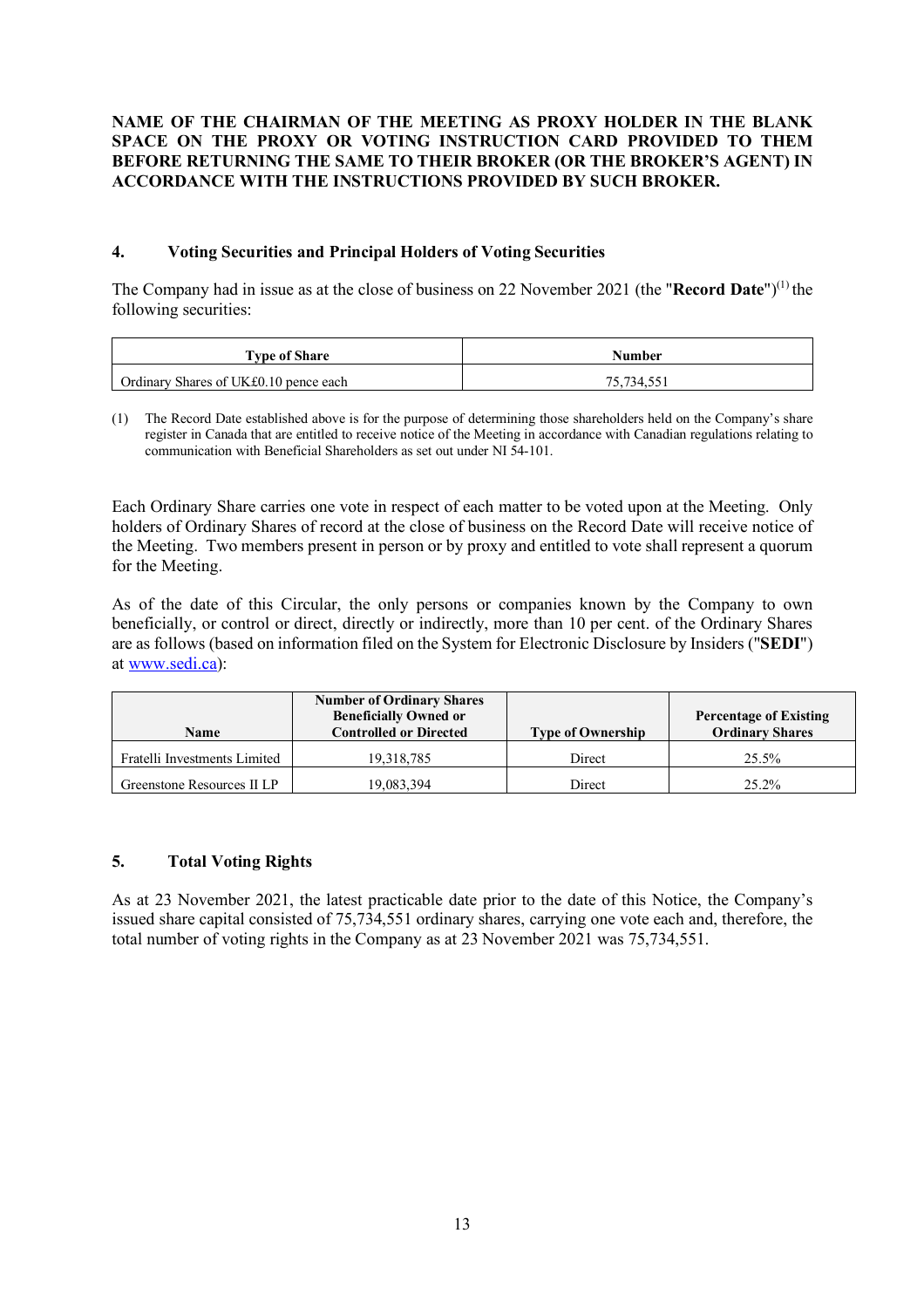**NAME OF THE CHAIRMAN OF THE MEETING AS PROXY HOLDER IN THE BLANK SPACE ON THE PROXY OR VOTING INSTRUCTION CARD PROVIDED TO THEM BEFORE RETURNING THE SAME TO THEIR BROKER (OR THE BROKER'S AGENT) IN ACCORDANCE WITH THE INSTRUCTIONS PROVIDED BY SUCH BROKER.**

## 4. Voting Securities and Principal Holders of Voting Securities

The Company had in issue as at the close of business on 22 November 2021 (the "**Record Date**")(1) the following securities:

| Type of Share | Number |
|---|---|
| Ordinary Shares of UK£0.10 pence each | 75,734,551 |

(1) The Record Date established above is for the purpose of determining those shareholders held on the Company's share register in Canada that are entitled to receive notice of the Meeting in accordance with Canadian regulations relating to communication with Beneficial Shareholders as set out under NI 54-101.

Each Ordinary Share carries one vote in respect of each matter to be voted upon at the Meeting. Only holders of Ordinary Shares of record at the close of business on the Record Date will receive notice of the Meeting. Two members present in person or by proxy and entitled to vote shall represent a quorum for the Meeting.

As of the date of this Circular, the only persons or companies known by the Company to own beneficially, or control or direct, directly or indirectly, more than 10 per cent. of the Ordinary Shares are as follows (based on information filed on the System for Electronic Disclosure by Insiders ("**SEDI**") at www.sedi.ca):

| Name | Number of Ordinary Shares Beneficially Owned or Controlled or Directed | Type of Ownership | Percentage of Existing Ordinary Shares |
|---|---|---|---|
| Fratelli Investments Limited | 19,318,785 | Direct | 25.5% |
| Greenstone Resources II LP | 19,083,394 | Direct | 25.2% |

## 5. Total Voting Rights

As at 23 November 2021, the latest practicable date prior to the date of this Notice, the Company's issued share capital consisted of 75,734,551 ordinary shares, carrying one vote each and, therefore, the total number of voting rights in the Company as at 23 November 2021 was 75,734,551.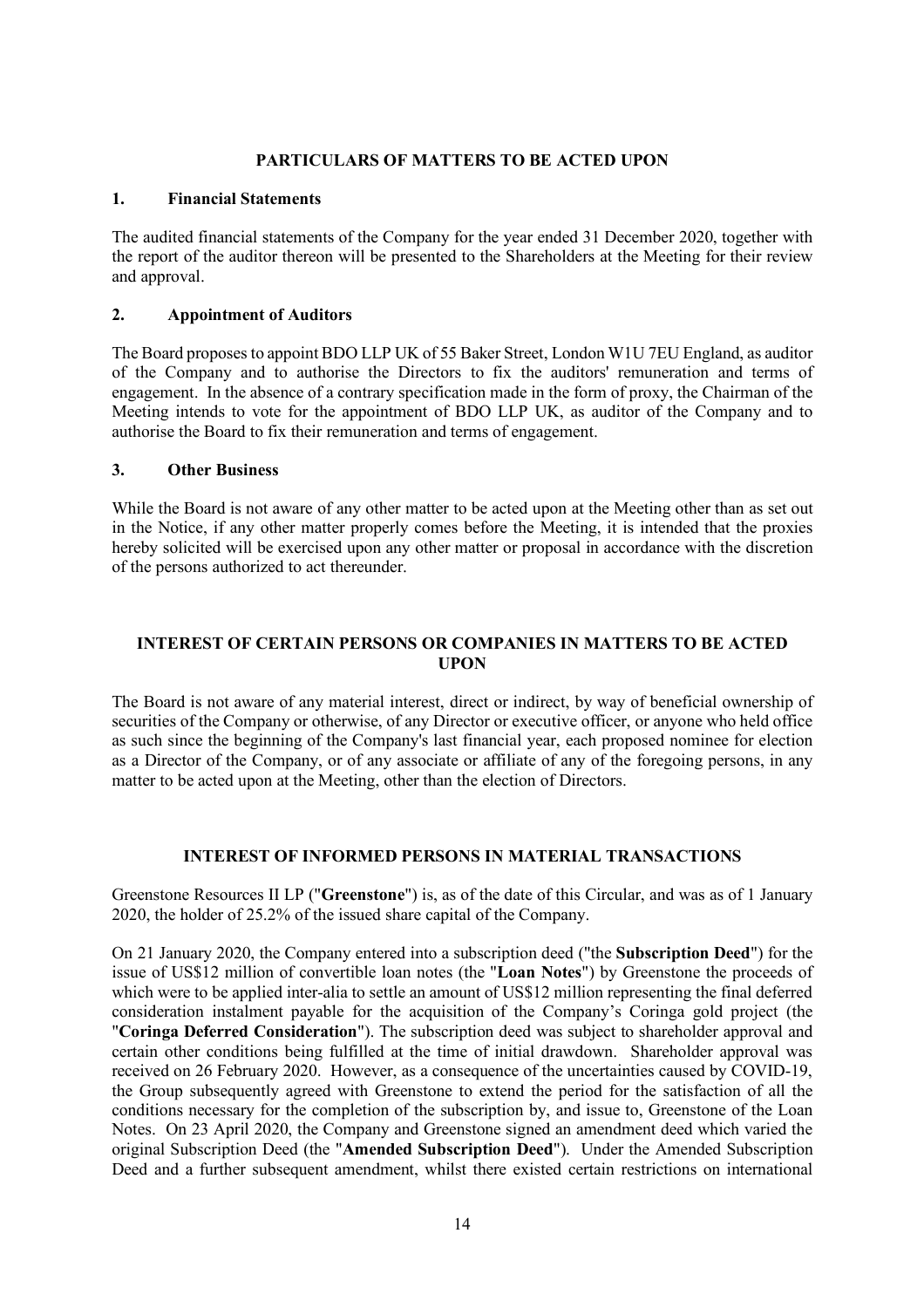## PARTICULARS OF MATTERS TO BE ACTED UPON

### 1. Financial Statements

The audited financial statements of the Company for the year ended 31 December 2020, together with the report of the auditor thereon will be presented to the Shareholders at the Meeting for their review and approval.

### 2. Appointment of Auditors

The Board proposes to appoint BDO LLP UK of 55 Baker Street, London W1U 7EU England, as auditor of the Company and to authorise the Directors to fix the auditors' remuneration and terms of engagement. In the absence of a contrary specification made in the form of proxy, the Chairman of the Meeting intends to vote for the appointment of BDO LLP UK, as auditor of the Company and to authorise the Board to fix their remuneration and terms of engagement.

### 3. Other Business

While the Board is not aware of any other matter to be acted upon at the Meeting other than as set out in the Notice, if any other matter properly comes before the Meeting, it is intended that the proxies hereby solicited will be exercised upon any other matter or proposal in accordance with the discretion of the persons authorized to act thereunder.

## INTEREST OF CERTAIN PERSONS OR COMPANIES IN MATTERS TO BE ACTED UPON

The Board is not aware of any material interest, direct or indirect, by way of beneficial ownership of securities of the Company or otherwise, of any Director or executive officer, or anyone who held office as such since the beginning of the Company's last financial year, each proposed nominee for election as a Director of the Company, or of any associate or affiliate of any of the foregoing persons, in any matter to be acted upon at the Meeting, other than the election of Directors.

## INTEREST OF INFORMED PERSONS IN MATERIAL TRANSACTIONS

Greenstone Resources II LP ("**Greenstone**") is, as of the date of this Circular, and was as of 1 January 2020, the holder of 25.2% of the issued share capital of the Company.

On 21 January 2020, the Company entered into a subscription deed ("the **Subscription Deed**") for the issue of US$12 million of convertible loan notes (the "**Loan Notes**") by Greenstone the proceeds of which were to be applied inter-alia to settle an amount of US$12 million representing the final deferred consideration instalment payable for the acquisition of the Company's Coringa gold project (the "**Coringa Deferred Consideration**"). The subscription deed was subject to shareholder approval and certain other conditions being fulfilled at the time of initial drawdown. Shareholder approval was received on 26 February 2020. However, as a consequence of the uncertainties caused by COVID-19, the Group subsequently agreed with Greenstone to extend the period for the satisfaction of all the conditions necessary for the completion of the subscription by, and issue to, Greenstone of the Loan Notes. On 23 April 2020, the Company and Greenstone signed an amendment deed which varied the original Subscription Deed (the "**Amended Subscription Deed**"). Under the Amended Subscription Deed and a further subsequent amendment, whilst there existed certain restrictions on international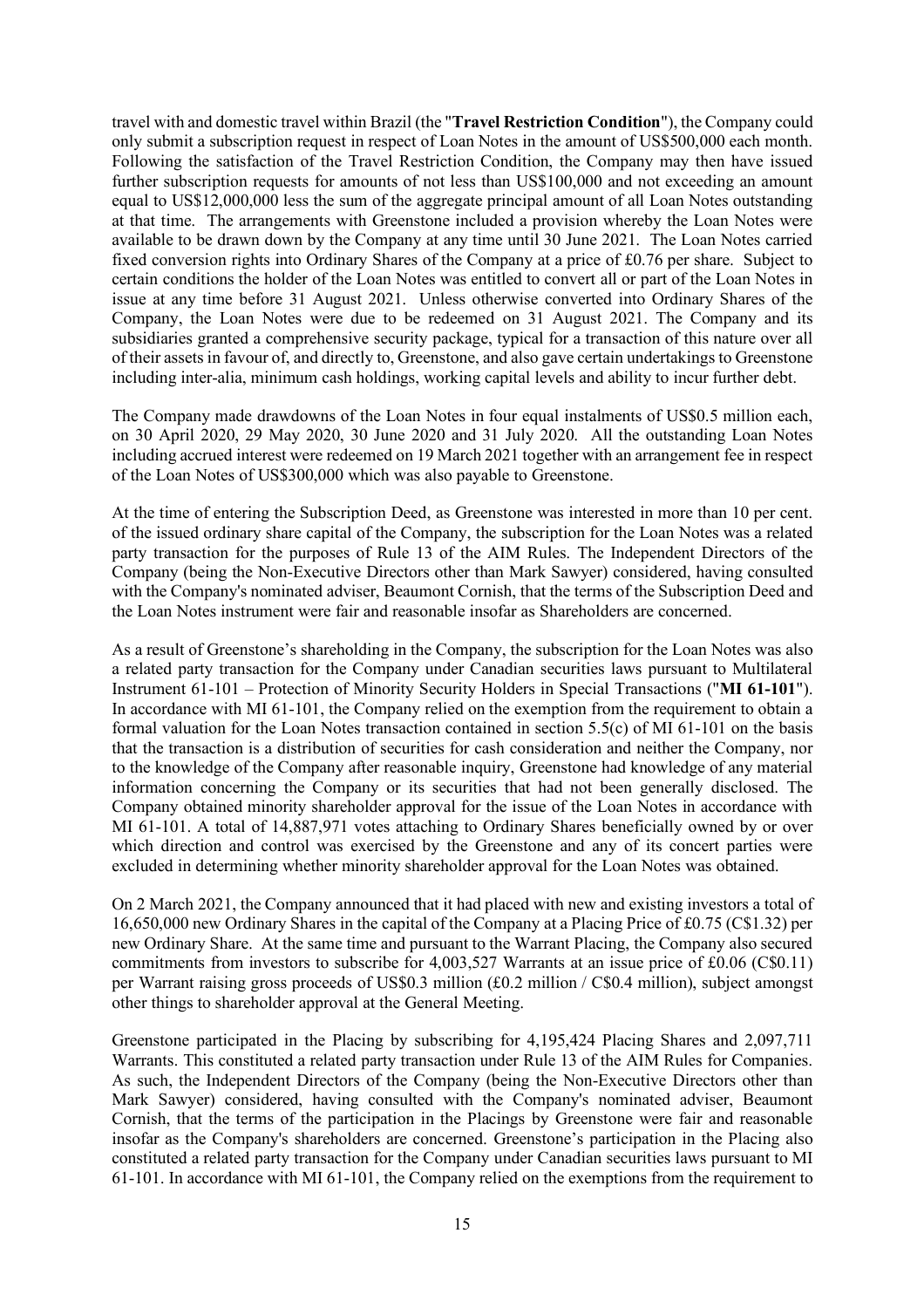travel with and domestic travel within Brazil (the "**Travel Restriction Condition**"), the Company could only submit a subscription request in respect of Loan Notes in the amount of US$500,000 each month. Following the satisfaction of the Travel Restriction Condition, the Company may then have issued further subscription requests for amounts of not less than US$100,000 and not exceeding an amount equal to US$12,000,000 less the sum of the aggregate principal amount of all Loan Notes outstanding at that time. The arrangements with Greenstone included a provision whereby the Loan Notes were available to be drawn down by the Company at any time until 30 June 2021. The Loan Notes carried fixed conversion rights into Ordinary Shares of the Company at a price of £0.76 per share. Subject to certain conditions the holder of the Loan Notes was entitled to convert all or part of the Loan Notes in issue at any time before 31 August 2021. Unless otherwise converted into Ordinary Shares of the Company, the Loan Notes were due to be redeemed on 31 August 2021. The Company and its subsidiaries granted a comprehensive security package, typical for a transaction of this nature over all of their assets in favour of, and directly to, Greenstone, and also gave certain undertakings to Greenstone including inter-alia, minimum cash holdings, working capital levels and ability to incur further debt.

The Company made drawdowns of the Loan Notes in four equal instalments of US$0.5 million each, on 30 April 2020, 29 May 2020, 30 June 2020 and 31 July 2020. All the outstanding Loan Notes including accrued interest were redeemed on 19 March 2021 together with an arrangement fee in respect of the Loan Notes of US$300,000 which was also payable to Greenstone.

At the time of entering the Subscription Deed, as Greenstone was interested in more than 10 per cent. of the issued ordinary share capital of the Company, the subscription for the Loan Notes was a related party transaction for the purposes of Rule 13 of the AIM Rules. The Independent Directors of the Company (being the Non-Executive Directors other than Mark Sawyer) considered, having consulted with the Company's nominated adviser, Beaumont Cornish, that the terms of the Subscription Deed and the Loan Notes instrument were fair and reasonable insofar as Shareholders are concerned.

As a result of Greenstone's shareholding in the Company, the subscription for the Loan Notes was also a related party transaction for the Company under Canadian securities laws pursuant to Multilateral Instrument 61-101 – Protection of Minority Security Holders in Special Transactions ("**MI 61-101**"). In accordance with MI 61-101, the Company relied on the exemption from the requirement to obtain a formal valuation for the Loan Notes transaction contained in section 5.5(c) of MI 61-101 on the basis that the transaction is a distribution of securities for cash consideration and neither the Company, nor to the knowledge of the Company after reasonable inquiry, Greenstone had knowledge of any material information concerning the Company or its securities that had not been generally disclosed. The Company obtained minority shareholder approval for the issue of the Loan Notes in accordance with MI 61-101. A total of 14,887,971 votes attaching to Ordinary Shares beneficially owned by or over which direction and control was exercised by the Greenstone and any of its concert parties were excluded in determining whether minority shareholder approval for the Loan Notes was obtained.

On 2 March 2021, the Company announced that it had placed with new and existing investors a total of 16,650,000 new Ordinary Shares in the capital of the Company at a Placing Price of £0.75 (C$1.32) per new Ordinary Share. At the same time and pursuant to the Warrant Placing, the Company also secured commitments from investors to subscribe for 4,003,527 Warrants at an issue price of £0.06 (C$0.11) per Warrant raising gross proceeds of US$0.3 million (£0.2 million / C$0.4 million), subject amongst other things to shareholder approval at the General Meeting.

Greenstone participated in the Placing by subscribing for 4,195,424 Placing Shares and 2,097,711 Warrants. This constituted a related party transaction under Rule 13 of the AIM Rules for Companies. As such, the Independent Directors of the Company (being the Non-Executive Directors other than Mark Sawyer) considered, having consulted with the Company's nominated adviser, Beaumont Cornish, that the terms of the participation in the Placings by Greenstone were fair and reasonable insofar as the Company's shareholders are concerned. Greenstone's participation in the Placing also constituted a related party transaction for the Company under Canadian securities laws pursuant to MI 61-101. In accordance with MI 61-101, the Company relied on the exemptions from the requirement to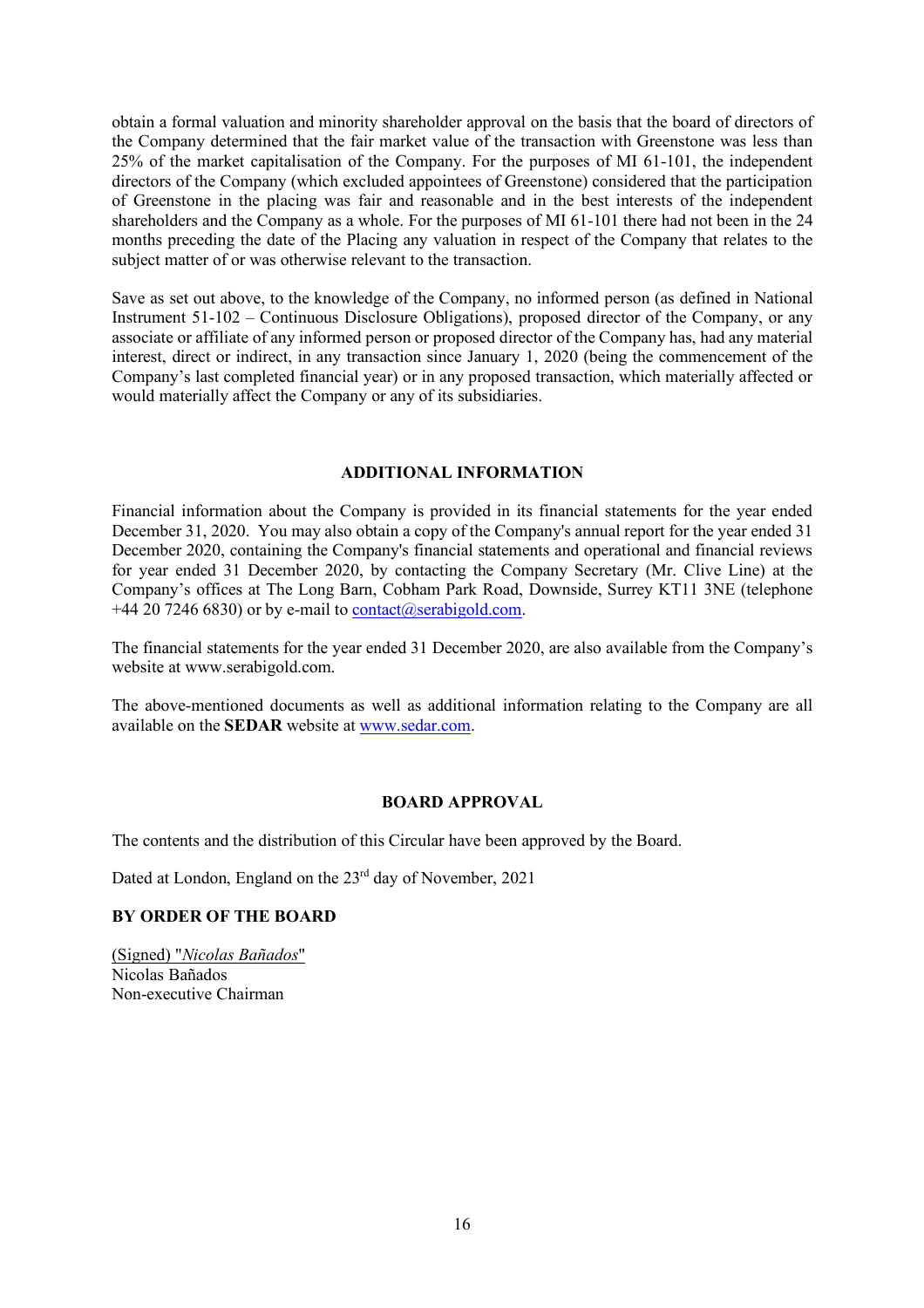obtain a formal valuation and minority shareholder approval on the basis that the board of directors of the Company determined that the fair market value of the transaction with Greenstone was less than 25% of the market capitalisation of the Company. For the purposes of MI 61-101, the independent directors of the Company (which excluded appointees of Greenstone) considered that the participation of Greenstone in the placing was fair and reasonable and in the best interests of the independent shareholders and the Company as a whole. For the purposes of MI 61-101 there had not been in the 24 months preceding the date of the Placing any valuation in respect of the Company that relates to the subject matter of or was otherwise relevant to the transaction.

Save as set out above, to the knowledge of the Company, no informed person (as defined in National Instrument 51-102 – Continuous Disclosure Obligations), proposed director of the Company, or any associate or affiliate of any informed person or proposed director of the Company has, had any material interest, direct or indirect, in any transaction since January 1, 2020 (being the commencement of the Company's last completed financial year) or in any proposed transaction, which materially affected or would materially affect the Company or any of its subsidiaries.

## ADDITIONAL INFORMATION

Financial information about the Company is provided in its financial statements for the year ended December 31, 2020. You may also obtain a copy of the Company's annual report for the year ended 31 December 2020, containing the Company's financial statements and operational and financial reviews for year ended 31 December 2020, by contacting the Company Secretary (Mr. Clive Line) at the Company's offices at The Long Barn, Cobham Park Road, Downside, Surrey KT11 3NE (telephone +44 20 7246 6830) or by e-mail to contact@serabigold.com.

The financial statements for the year ended 31 December 2020, are also available from the Company's website at www.serabigold.com.

The above-mentioned documents as well as additional information relating to the Company are all available on the **SEDAR** website at www.sedar.com.

## BOARD APPROVAL

The contents and the distribution of this Circular have been approved by the Board.

Dated at London, England on the 23rd day of November, 2021

**BY ORDER OF THE BOARD**

(Signed) "*Nicolas Bañados*"
Nicolas Bañados
Non-executive Chairman